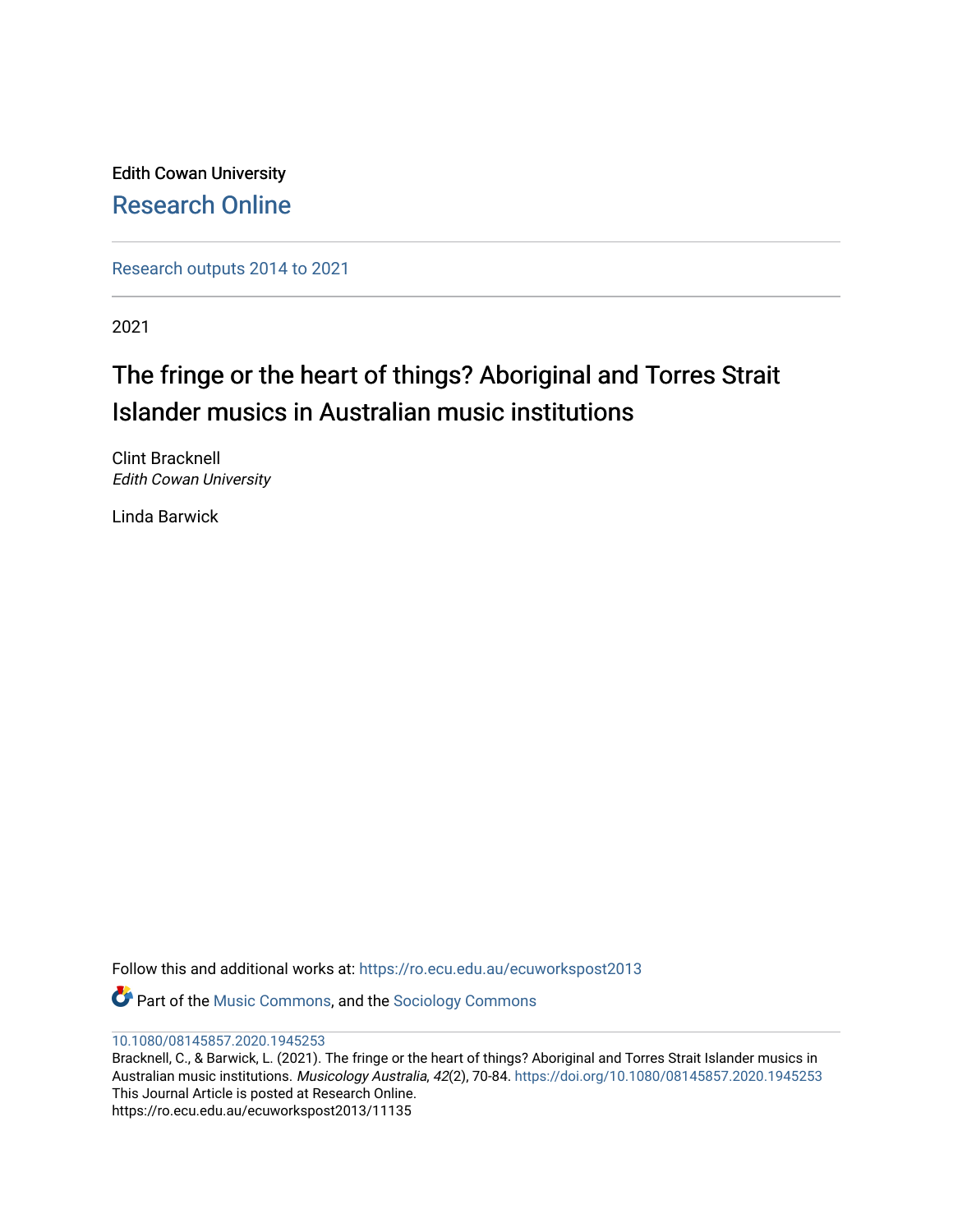Edith Cowan University

Research Online

Research outputs 2014 to 2021

2021

# The fringe or the heart of things? Aboriginal and Torres Strait Islander musics in Australian music institutions

Clint Bracknell
*Edith Cowan University*

Linda Barwick

Follow this and additional works at: https://ro.ecu.edu.au/ecuworkspost2013

Part of the Music Commons, and the Sociology Commons

10.1080/08145857.2020.1945253

Bracknell, C., & Barwick, L. (2021). The fringe or the heart of things? Aboriginal and Torres Strait Islander musics in Australian music institutions. *Musicology Australia*, *42*(2), 70-84. https://doi.org/10.1080/08145857.2020.1945253

This Journal Article is posted at Research Online.
https://ro.ecu.edu.au/ecuworkspost2013/11135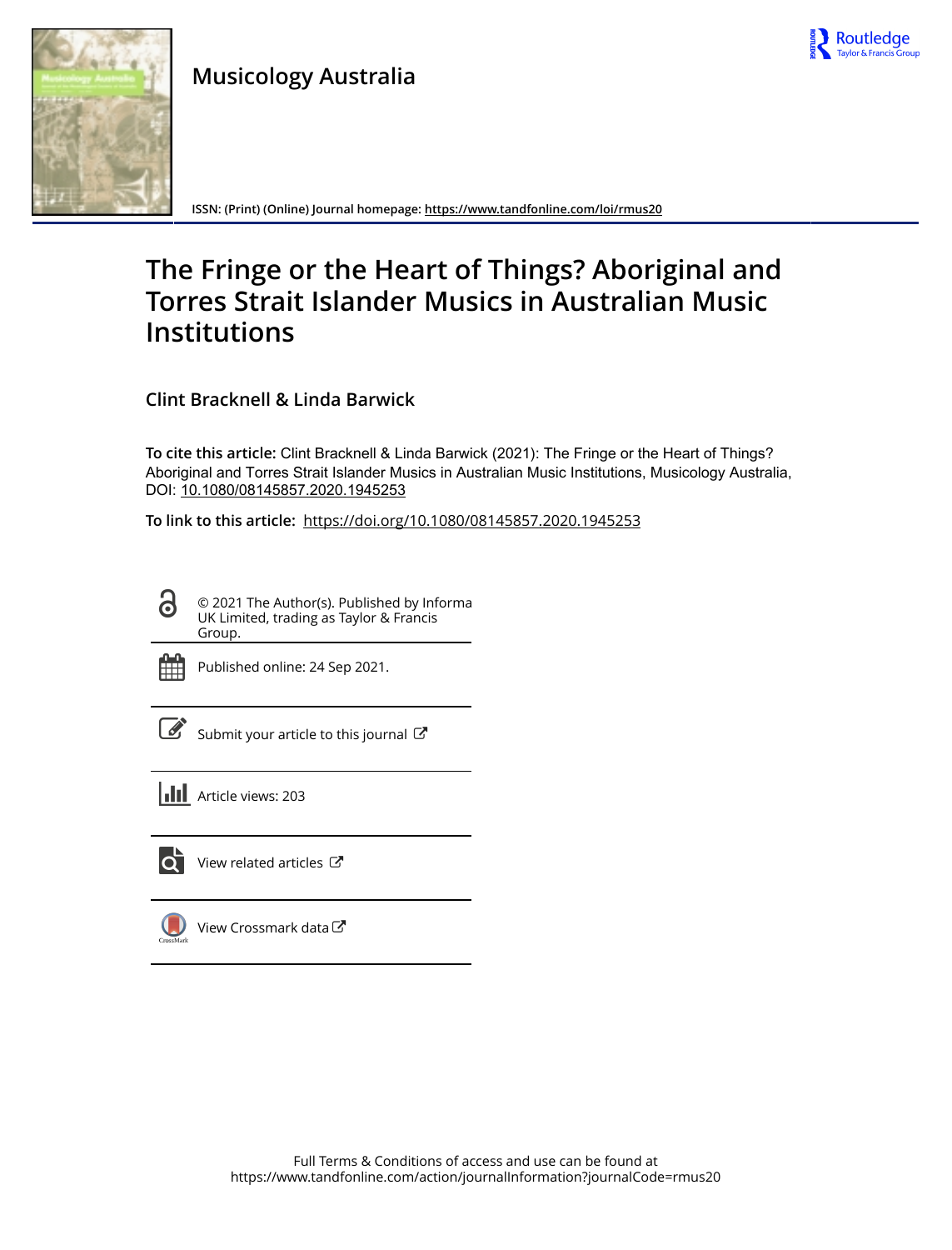# The Fringe or the Heart of Things? Aboriginal and Torres Strait Islander Musics in Australian Music Institutions

**Clint Bracknell & Linda Barwick**

**To cite this article:** Clint Bracknell & Linda Barwick (2021): The Fringe or the Heart of Things? Aboriginal and Torres Strait Islander Musics in Australian Music Institutions, Musicology Australia, DOI: 10.1080/08145857.2020.1945253

**To link to this article:** https://doi.org/10.1080/08145857.2020.1945253

© 2021 The Author(s). Published by Informa UK Limited, trading as Taylor & Francis Group.

Published online: 24 Sep 2021.

Submit your article to this journal

Article views: 203

View related articles

View Crossmark data

Full Terms & Conditions of access and use can be found at https://www.tandfonline.com/action/journalInformation?journalCode=rmus20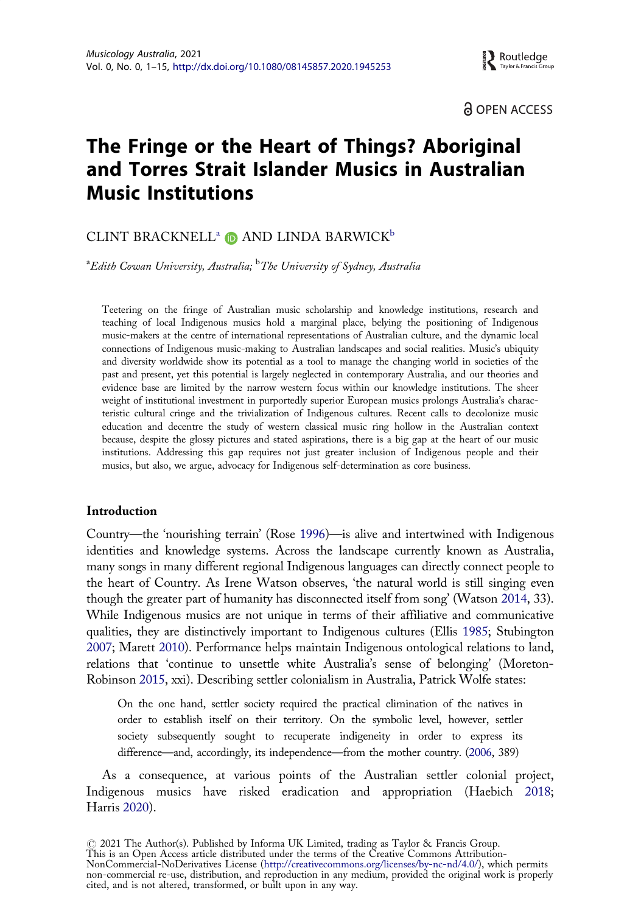# The Fringe or the Heart of Things? Aboriginal and Torres Strait Islander Musics in Australian Music Institutions

CLINT BRACKNELL[a] AND LINDA BARWICK[b]

[a]*Edith Cowan University, Australia;* [b]*The University of Sydney, Australia*

Teetering on the fringe of Australian music scholarship and knowledge institutions, research and teaching of local Indigenous musics hold a marginal place, belying the positioning of Indigenous music-makers at the centre of international representations of Australian culture, and the dynamic local connections of Indigenous music-making to Australian landscapes and social realities. Music's ubiquity and diversity worldwide show its potential as a tool to manage the changing world in societies of the past and present, yet this potential is largely neglected in contemporary Australia, and our theories and evidence base are limited by the narrow western focus within our knowledge institutions. The sheer weight of institutional investment in purportedly superior European musics prolongs Australia's characteristic cultural cringe and the trivialization of Indigenous cultures. Recent calls to decolonize music education and decentre the study of western classical music ring hollow in the Australian context because, despite the glossy pictures and stated aspirations, there is a big gap at the heart of our music institutions. Addressing this gap requires not just greater inclusion of Indigenous people and their musics, but also, we argue, advocacy for Indigenous self-determination as core business.

## Introduction

Country—the 'nourishing terrain' (Rose 1996)—is alive and intertwined with Indigenous identities and knowledge systems. Across the landscape currently known as Australia, many songs in many different regional Indigenous languages can directly connect people to the heart of Country. As Irene Watson observes, 'the natural world is still singing even though the greater part of humanity has disconnected itself from song' (Watson 2014, 33). While Indigenous musics are not unique in terms of their affiliative and communicative qualities, they are distinctively important to Indigenous cultures (Ellis 1985; Stubington 2007; Marett 2010). Performance helps maintain Indigenous ontological relations to land, relations that 'continue to unsettle white Australia's sense of belonging' (Moreton-Robinson 2015, xxi). Describing settler colonialism in Australia, Patrick Wolfe states:

> On the one hand, settler society required the practical elimination of the natives in order to establish itself on their territory. On the symbolic level, however, settler society subsequently sought to recuperate indigeneity in order to express its difference—and, accordingly, its independence—from the mother country. (2006, 389)

As a consequence, at various points of the Australian settler colonial project, Indigenous musics have risked eradication and appropriation (Haebich 2018; Harris 2020).

© 2021 The Author(s). Published by Informa UK Limited, trading as Taylor & Francis Group.
This is an Open Access article distributed under the terms of the Creative Commons Attribution-NonCommercial-NoDerivatives License (http://creativecommons.org/licenses/by-nc-nd/4.0/), which permits non-commercial re-use, distribution, and reproduction in any medium, provided the original work is properly cited, and is not altered, transformed, or built upon in any way.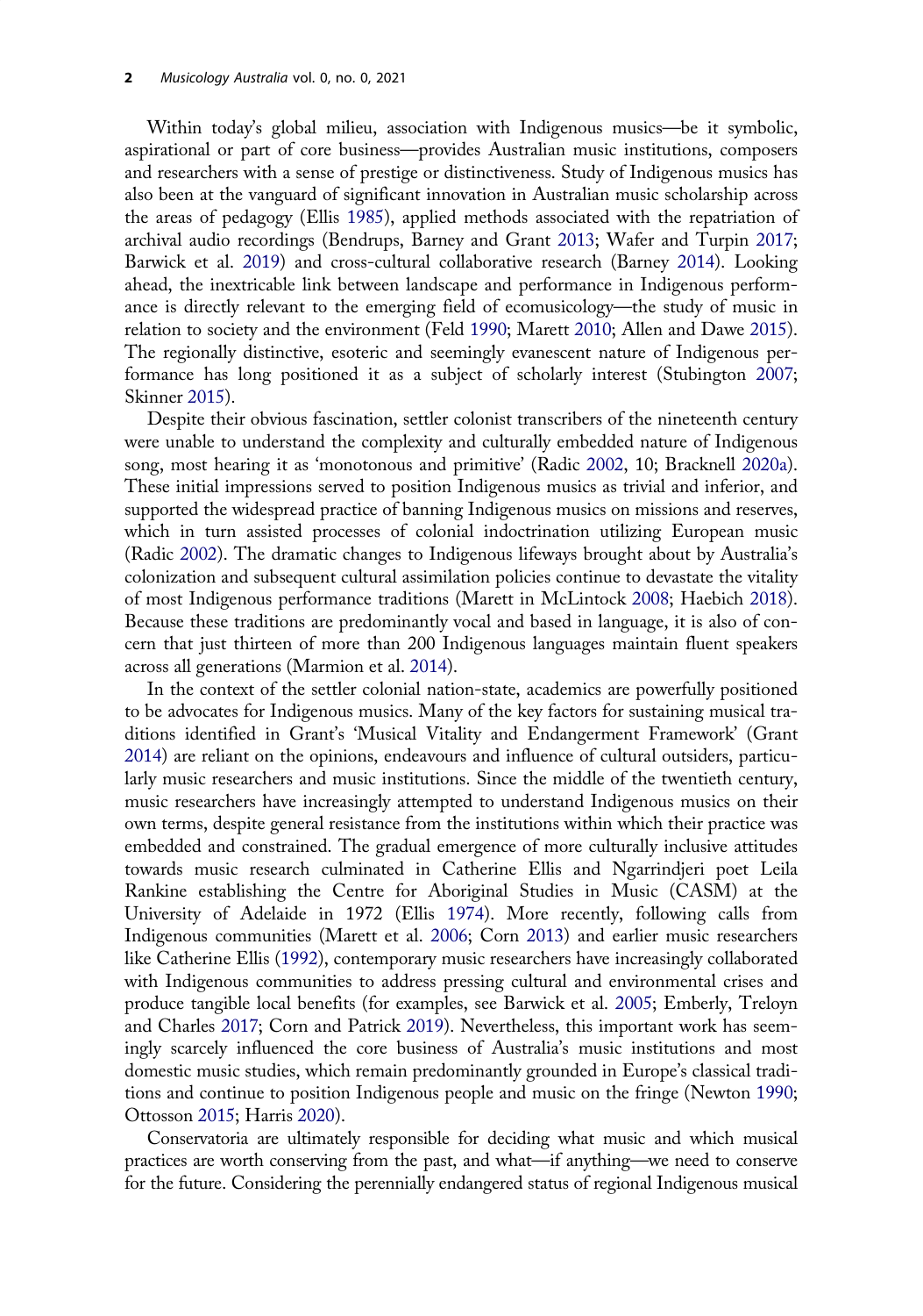Within today's global milieu, association with Indigenous musics—be it symbolic, aspirational or part of core business—provides Australian music institutions, composers and researchers with a sense of prestige or distinctiveness. Study of Indigenous musics has also been at the vanguard of significant innovation in Australian music scholarship across the areas of pedagogy (Ellis 1985), applied methods associated with the repatriation of archival audio recordings (Bendrups, Barney and Grant 2013; Wafer and Turpin 2017; Barwick et al. 2019) and cross-cultural collaborative research (Barney 2014). Looking ahead, the inextricable link between landscape and performance in Indigenous performance is directly relevant to the emerging field of ecomusicology—the study of music in relation to society and the environment (Feld 1990; Marett 2010; Allen and Dawe 2015). The regionally distinctive, esoteric and seemingly evanescent nature of Indigenous performance has long positioned it as a subject of scholarly interest (Stubington 2007; Skinner 2015).

Despite their obvious fascination, settler colonist transcribers of the nineteenth century were unable to understand the complexity and culturally embedded nature of Indigenous song, most hearing it as 'monotonous and primitive' (Radic 2002, 10; Bracknell 2020a). These initial impressions served to position Indigenous musics as trivial and inferior, and supported the widespread practice of banning Indigenous musics on missions and reserves, which in turn assisted processes of colonial indoctrination utilizing European music (Radic 2002). The dramatic changes to Indigenous lifeways brought about by Australia's colonization and subsequent cultural assimilation policies continue to devastate the vitality of most Indigenous performance traditions (Marett in McLintock 2008; Haebich 2018). Because these traditions are predominantly vocal and based in language, it is also of concern that just thirteen of more than 200 Indigenous languages maintain fluent speakers across all generations (Marmion et al. 2014).

In the context of the settler colonial nation-state, academics are powerfully positioned to be advocates for Indigenous musics. Many of the key factors for sustaining musical traditions identified in Grant's 'Musical Vitality and Endangerment Framework' (Grant 2014) are reliant on the opinions, endeavours and influence of cultural outsiders, particularly music researchers and music institutions. Since the middle of the twentieth century, music researchers have increasingly attempted to understand Indigenous musics on their own terms, despite general resistance from the institutions within which their practice was embedded and constrained. The gradual emergence of more culturally inclusive attitudes towards music research culminated in Catherine Ellis and Ngarrindjeri poet Leila Rankine establishing the Centre for Aboriginal Studies in Music (CASM) at the University of Adelaide in 1972 (Ellis 1974). More recently, following calls from Indigenous communities (Marett et al. 2006; Corn 2013) and earlier music researchers like Catherine Ellis (1992), contemporary music researchers have increasingly collaborated with Indigenous communities to address pressing cultural and environmental crises and produce tangible local benefits (for examples, see Barwick et al. 2005; Emberly, Treloyn and Charles 2017; Corn and Patrick 2019). Nevertheless, this important work has seemingly scarcely influenced the core business of Australia's music institutions and most domestic music studies, which remain predominantly grounded in Europe's classical traditions and continue to position Indigenous people and music on the fringe (Newton 1990; Ottosson 2015; Harris 2020).

Conservatoria are ultimately responsible for deciding what music and which musical practices are worth conserving from the past, and what—if anything—we need to conserve for the future. Considering the perennially endangered status of regional Indigenous musical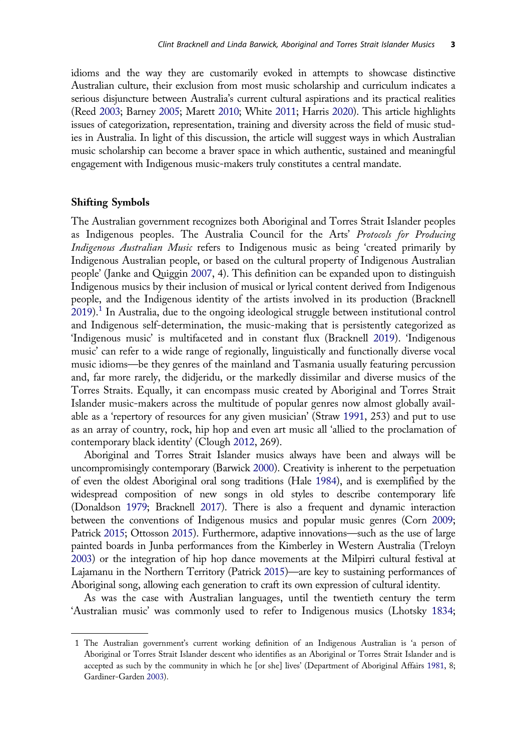idioms and the way they are customarily evoked in attempts to showcase distinctive Australian culture, their exclusion from most music scholarship and curriculum indicates a serious disjuncture between Australia's current cultural aspirations and its practical realities (Reed 2003; Barney 2005; Marett 2010; White 2011; Harris 2020). This article highlights issues of categorization, representation, training and diversity across the field of music studies in Australia. In light of this discussion, the article will suggest ways in which Australian music scholarship can become a braver space in which authentic, sustained and meaningful engagement with Indigenous music-makers truly constitutes a central mandate.

## Shifting Symbols

The Australian government recognizes both Aboriginal and Torres Strait Islander peoples as Indigenous peoples. The Australia Council for the Arts' *Protocols for Producing Indigenous Australian Music* refers to Indigenous music as being 'created primarily by Indigenous Australian people, or based on the cultural property of Indigenous Australian people' (Janke and Quiggin 2007, 4). This definition can be expanded upon to distinguish Indigenous musics by their inclusion of musical or lyrical content derived from Indigenous people, and the Indigenous identity of the artists involved in its production (Bracknell 2019).[1] In Australia, due to the ongoing ideological struggle between institutional control and Indigenous self-determination, the music-making that is persistently categorized as 'Indigenous music' is multifaceted and in constant flux (Bracknell 2019). 'Indigenous music' can refer to a wide range of regionally, linguistically and functionally diverse vocal music idioms—be they genres of the mainland and Tasmania usually featuring percussion and, far more rarely, the didjeridu, or the markedly dissimilar and diverse musics of the Torres Straits. Equally, it can encompass music created by Aboriginal and Torres Strait Islander music-makers across the multitude of popular genres now almost globally available as a 'repertory of resources for any given musician' (Straw 1991, 253) and put to use as an array of country, rock, hip hop and even art music all 'allied to the proclamation of contemporary black identity' (Clough 2012, 269).

Aboriginal and Torres Strait Islander musics always have been and always will be uncompromisingly contemporary (Barwick 2000). Creativity is inherent to the perpetuation of even the oldest Aboriginal oral song traditions (Hale 1984), and is exemplified by the widespread composition of new songs in old styles to describe contemporary life (Donaldson 1979; Bracknell 2017). There is also a frequent and dynamic interaction between the conventions of Indigenous musics and popular music genres (Corn 2009; Patrick 2015; Ottosson 2015). Furthermore, adaptive innovations—such as the use of large painted boards in Junba performances from the Kimberley in Western Australia (Treloyn 2003) or the integration of hip hop dance movements at the Milpirri cultural festival at Lajamanu in the Northern Territory (Patrick 2015)—are key to sustaining performances of Aboriginal song, allowing each generation to craft its own expression of cultural identity.

As was the case with Australian languages, until the twentieth century the term 'Australian music' was commonly used to refer to Indigenous musics (Lhotsky 1834;

---

1 The Australian government's current working definition of an Indigenous Australian is 'a person of Aboriginal or Torres Strait Islander descent who identifies as an Aboriginal or Torres Strait Islander and is accepted as such by the community in which he [or she] lives' (Department of Aboriginal Affairs 1981, 8; Gardiner-Garden 2003).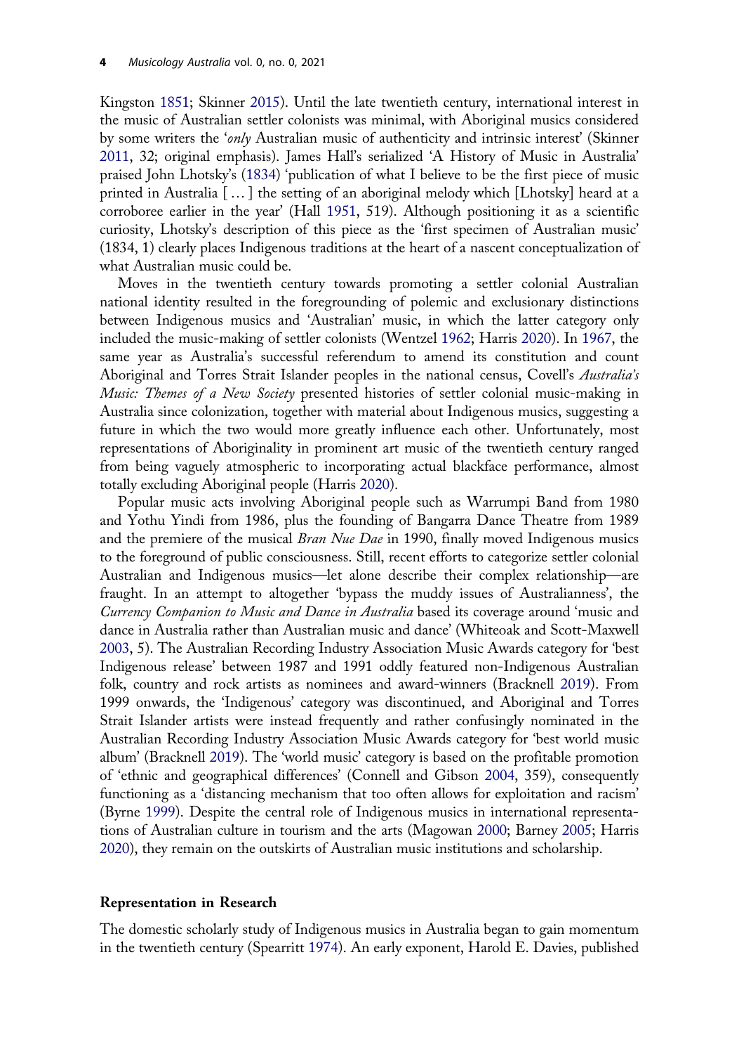Kingston 1851; Skinner 2015). Until the late twentieth century, international interest in the music of Australian settler colonists was minimal, with Aboriginal musics considered by some writers the '*only* Australian music of authenticity and intrinsic interest' (Skinner 2011, 32; original emphasis). James Hall's serialized 'A History of Music in Australia' praised John Lhotsky's (1834) 'publication of what I believe to be the first piece of music printed in Australia [ … ] the setting of an aboriginal melody which [Lhotsky] heard at a corroboree earlier in the year' (Hall 1951, 519). Although positioning it as a scientific curiosity, Lhotsky's description of this piece as the 'first specimen of Australian music' (1834, 1) clearly places Indigenous traditions at the heart of a nascent conceptualization of what Australian music could be.

Moves in the twentieth century towards promoting a settler colonial Australian national identity resulted in the foregrounding of polemic and exclusionary distinctions between Indigenous musics and 'Australian' music, in which the latter category only included the music-making of settler colonists (Wentzel 1962; Harris 2020). In 1967, the same year as Australia's successful referendum to amend its constitution and count Aboriginal and Torres Strait Islander peoples in the national census, Covell's *Australia's Music: Themes of a New Society* presented histories of settler colonial music-making in Australia since colonization, together with material about Indigenous musics, suggesting a future in which the two would more greatly influence each other. Unfortunately, most representations of Aboriginality in prominent art music of the twentieth century ranged from being vaguely atmospheric to incorporating actual blackface performance, almost totally excluding Aboriginal people (Harris 2020).

Popular music acts involving Aboriginal people such as Warrumpi Band from 1980 and Yothu Yindi from 1986, plus the founding of Bangarra Dance Theatre from 1989 and the premiere of the musical *Bran Nue Dae* in 1990, finally moved Indigenous musics to the foreground of public consciousness. Still, recent efforts to categorize settler colonial Australian and Indigenous musics—let alone describe their complex relationship—are fraught. In an attempt to altogether 'bypass the muddy issues of Australianness', the *Currency Companion to Music and Dance in Australia* based its coverage around 'music and dance in Australia rather than Australian music and dance' (Whiteoak and Scott-Maxwell 2003, 5). The Australian Recording Industry Association Music Awards category for 'best Indigenous release' between 1987 and 1991 oddly featured non-Indigenous Australian folk, country and rock artists as nominees and award-winners (Bracknell 2019). From 1999 onwards, the 'Indigenous' category was discontinued, and Aboriginal and Torres Strait Islander artists were instead frequently and rather confusingly nominated in the Australian Recording Industry Association Music Awards category for 'best world music album' (Bracknell 2019). The 'world music' category is based on the profitable promotion of 'ethnic and geographical differences' (Connell and Gibson 2004, 359), consequently functioning as a 'distancing mechanism that too often allows for exploitation and racism' (Byrne 1999). Despite the central role of Indigenous musics in international representations of Australian culture in tourism and the arts (Magowan 2000; Barney 2005; Harris 2020), they remain on the outskirts of Australian music institutions and scholarship.

## Representation in Research

The domestic scholarly study of Indigenous musics in Australia began to gain momentum in the twentieth century (Spearritt 1974). An early exponent, Harold E. Davies, published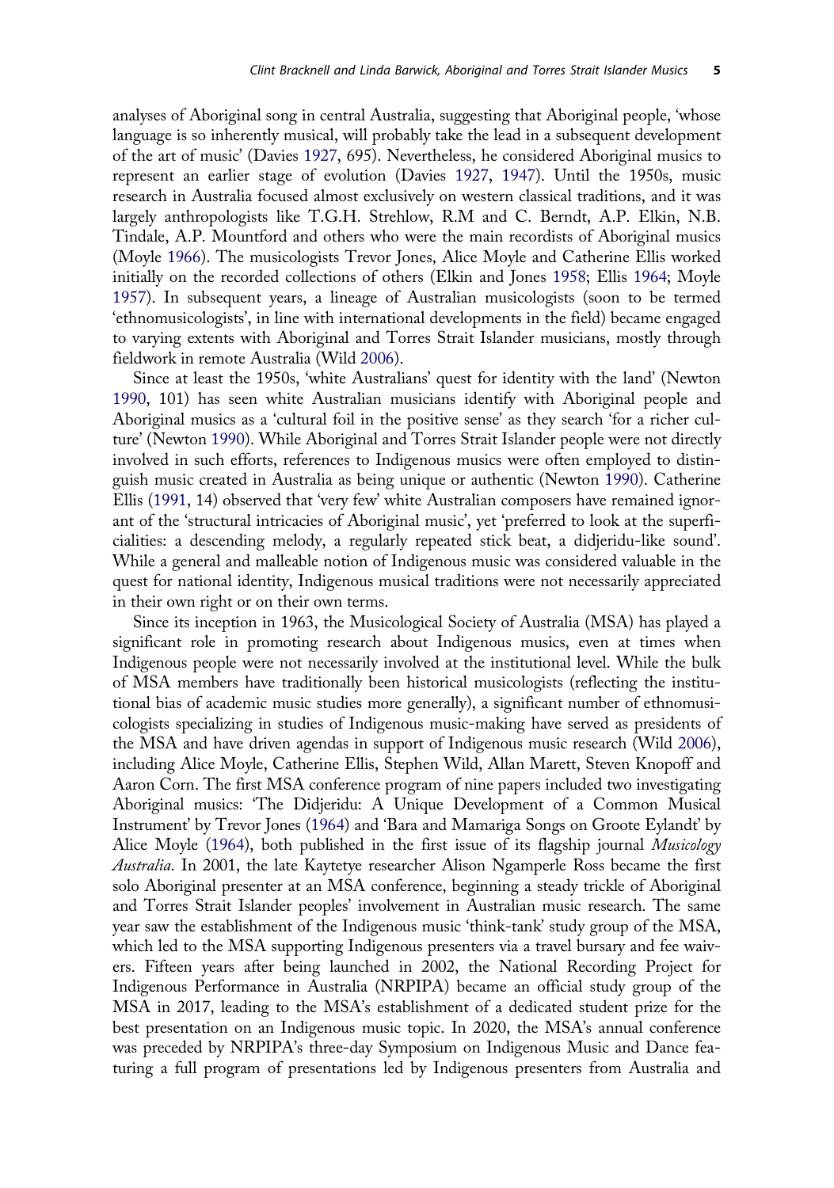analyses of Aboriginal song in central Australia, suggesting that Aboriginal people, 'whose language is so inherently musical, will probably take the lead in a subsequent development of the art of music' (Davies 1927, 695). Nevertheless, he considered Aboriginal musics to represent an earlier stage of evolution (Davies 1927, 1947). Until the 1950s, music research in Australia focused almost exclusively on western classical traditions, and it was largely anthropologists like T.G.H. Strehlow, R.M and C. Berndt, A.P. Elkin, N.B. Tindale, A.P. Mountford and others who were the main recordists of Aboriginal musics (Moyle 1966). The musicologists Trevor Jones, Alice Moyle and Catherine Ellis worked initially on the recorded collections of others (Elkin and Jones 1958; Ellis 1964; Moyle 1957). In subsequent years, a lineage of Australian musicologists (soon to be termed 'ethnomusicologists', in line with international developments in the field) became engaged to varying extents with Aboriginal and Torres Strait Islander musicians, mostly through fieldwork in remote Australia (Wild 2006).

Since at least the 1950s, 'white Australians' quest for identity with the land' (Newton 1990, 101) has seen white Australian musicians identify with Aboriginal people and Aboriginal musics as a 'cultural foil in the positive sense' as they search 'for a richer culture' (Newton 1990). While Aboriginal and Torres Strait Islander people were not directly involved in such efforts, references to Indigenous musics were often employed to distinguish music created in Australia as being unique or authentic (Newton 1990). Catherine Ellis (1991, 14) observed that 'very few' white Australian composers have remained ignorant of the 'structural intricacies of Aboriginal music', yet 'preferred to look at the superficialities: a descending melody, a regularly repeated stick beat, a didjeridu-like sound'. While a general and malleable notion of Indigenous music was considered valuable in the quest for national identity, Indigenous musical traditions were not necessarily appreciated in their own right or on their own terms.

Since its inception in 1963, the Musicological Society of Australia (MSA) has played a significant role in promoting research about Indigenous musics, even at times when Indigenous people were not necessarily involved at the institutional level. While the bulk of MSA members have traditionally been historical musicologists (reflecting the institutional bias of academic music studies more generally), a significant number of ethnomusicologists specializing in studies of Indigenous music-making have served as presidents of the MSA and have driven agendas in support of Indigenous music research (Wild 2006), including Alice Moyle, Catherine Ellis, Stephen Wild, Allan Marett, Steven Knopoff and Aaron Corn. The first MSA conference program of nine papers included two investigating Aboriginal musics: 'The Didjeridu: A Unique Development of a Common Musical Instrument' by Trevor Jones (1964) and 'Bara and Mamariga Songs on Groote Eylandt' by Alice Moyle (1964), both published in the first issue of its flagship journal *Musicology Australia*. In 2001, the late Kaytetye researcher Alison Ngamperle Ross became the first solo Aboriginal presenter at an MSA conference, beginning a steady trickle of Aboriginal and Torres Strait Islander peoples' involvement in Australian music research. The same year saw the establishment of the Indigenous music 'think-tank' study group of the MSA, which led to the MSA supporting Indigenous presenters via a travel bursary and fee waivers. Fifteen years after being launched in 2002, the National Recording Project for Indigenous Performance in Australia (NRPIPA) became an official study group of the MSA in 2017, leading to the MSA's establishment of a dedicated student prize for the best presentation on an Indigenous music topic. In 2020, the MSA's annual conference was preceded by NRPIPA's three-day Symposium on Indigenous Music and Dance featuring a full program of presentations led by Indigenous presenters from Australia and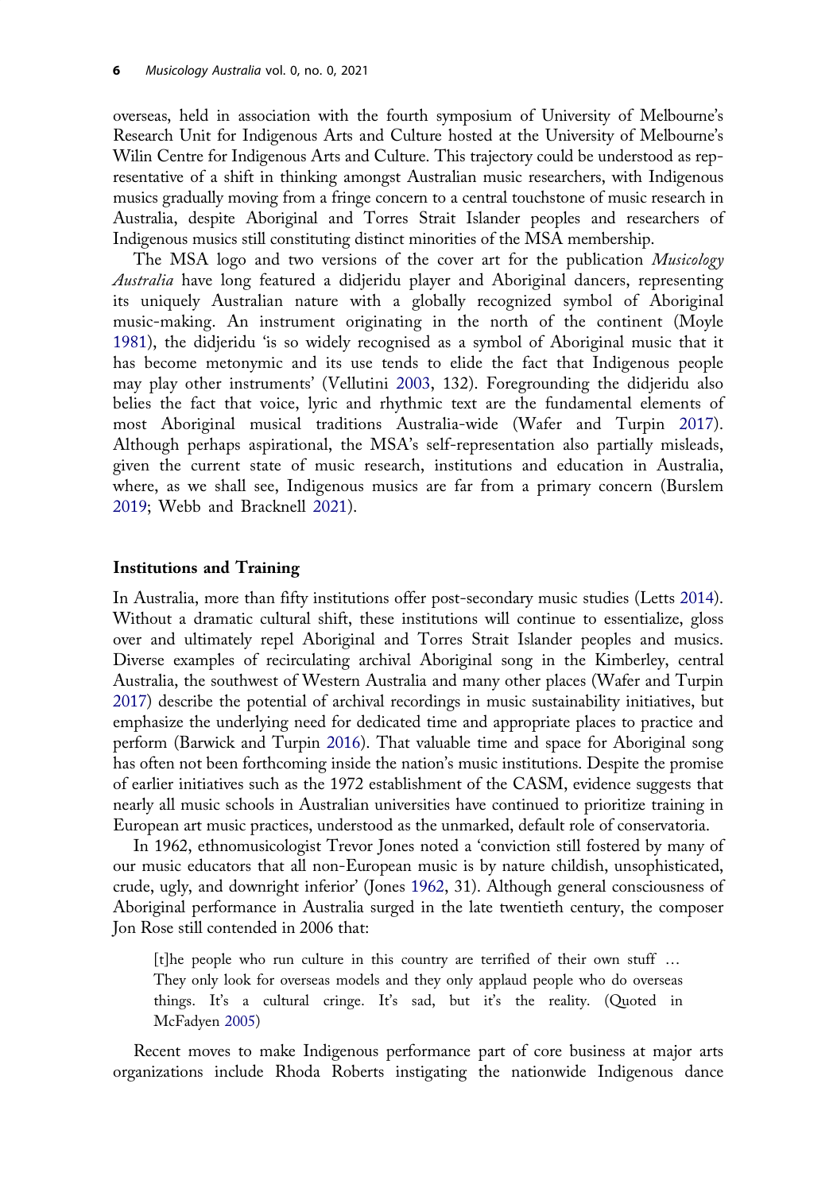overseas, held in association with the fourth symposium of University of Melbourne's Research Unit for Indigenous Arts and Culture hosted at the University of Melbourne's Wilin Centre for Indigenous Arts and Culture. This trajectory could be understood as representative of a shift in thinking amongst Australian music researchers, with Indigenous musics gradually moving from a fringe concern to a central touchstone of music research in Australia, despite Aboriginal and Torres Strait Islander peoples and researchers of Indigenous musics still constituting distinct minorities of the MSA membership.

The MSA logo and two versions of the cover art for the publication *Musicology Australia* have long featured a didjeridu player and Aboriginal dancers, representing its uniquely Australian nature with a globally recognized symbol of Aboriginal music-making. An instrument originating in the north of the continent (Moyle 1981), the didjeridu 'is so widely recognised as a symbol of Aboriginal music that it has become metonymic and its use tends to elide the fact that Indigenous people may play other instruments' (Vellutini 2003, 132). Foregrounding the didjeridu also belies the fact that voice, lyric and rhythmic text are the fundamental elements of most Aboriginal musical traditions Australia-wide (Wafer and Turpin 2017). Although perhaps aspirational, the MSA's self-representation also partially misleads, given the current state of music research, institutions and education in Australia, where, as we shall see, Indigenous musics are far from a primary concern (Burslem 2019; Webb and Bracknell 2021).

## Institutions and Training

In Australia, more than fifty institutions offer post-secondary music studies (Letts 2014). Without a dramatic cultural shift, these institutions will continue to essentialize, gloss over and ultimately repel Aboriginal and Torres Strait Islander peoples and musics. Diverse examples of recirculating archival Aboriginal song in the Kimberley, central Australia, the southwest of Western Australia and many other places (Wafer and Turpin 2017) describe the potential of archival recordings in music sustainability initiatives, but emphasize the underlying need for dedicated time and appropriate places to practice and perform (Barwick and Turpin 2016). That valuable time and space for Aboriginal song has often not been forthcoming inside the nation's music institutions. Despite the promise of earlier initiatives such as the 1972 establishment of the CASM, evidence suggests that nearly all music schools in Australian universities have continued to prioritize training in European art music practices, understood as the unmarked, default role of conservatoria.

In 1962, ethnomusicologist Trevor Jones noted a 'conviction still fostered by many of our music educators that all non-European music is by nature childish, unsophisticated, crude, ugly, and downright inferior' (Jones 1962, 31). Although general consciousness of Aboriginal performance in Australia surged in the late twentieth century, the composer Jon Rose still contended in 2006 that:

> [t]he people who run culture in this country are terrified of their own stuff … They only look for overseas models and they only applaud people who do overseas things. It's a cultural cringe. It's sad, but it's the reality. (Quoted in McFadyen 2005)

Recent moves to make Indigenous performance part of core business at major arts organizations include Rhoda Roberts instigating the nationwide Indigenous dance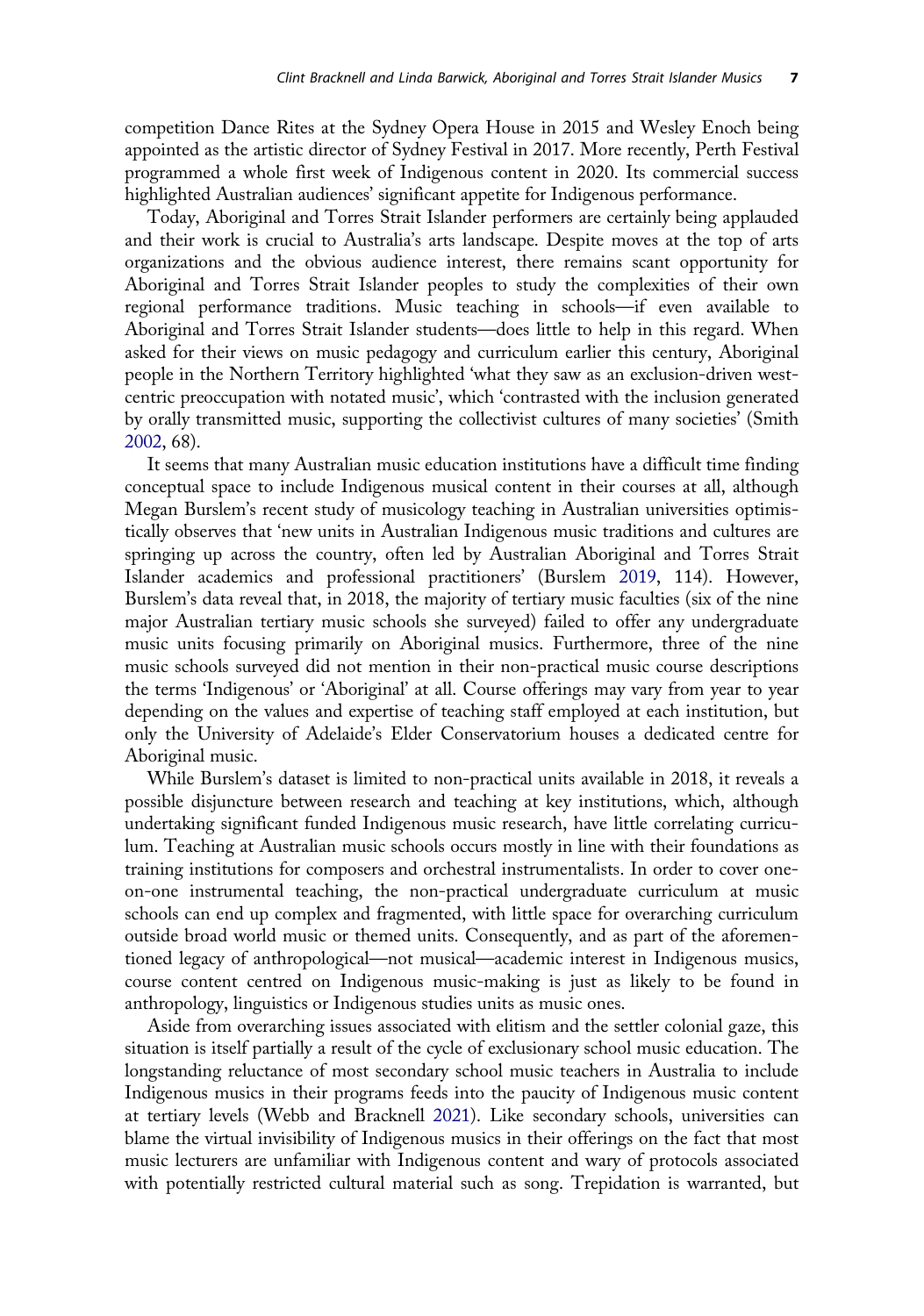competition Dance Rites at the Sydney Opera House in 2015 and Wesley Enoch being appointed as the artistic director of Sydney Festival in 2017. More recently, Perth Festival programmed a whole first week of Indigenous content in 2020. Its commercial success highlighted Australian audiences' significant appetite for Indigenous performance.

Today, Aboriginal and Torres Strait Islander performers are certainly being applauded and their work is crucial to Australia's arts landscape. Despite moves at the top of arts organizations and the obvious audience interest, there remains scant opportunity for Aboriginal and Torres Strait Islander peoples to study the complexities of their own regional performance traditions. Music teaching in schools—if even available to Aboriginal and Torres Strait Islander students—does little to help in this regard. When asked for their views on music pedagogy and curriculum earlier this century, Aboriginal people in the Northern Territory highlighted 'what they saw as an exclusion-driven west-centric preoccupation with notated music', which 'contrasted with the inclusion generated by orally transmitted music, supporting the collectivist cultures of many societies' (Smith 2002, 68).

It seems that many Australian music education institutions have a difficult time finding conceptual space to include Indigenous musical content in their courses at all, although Megan Burslem's recent study of musicology teaching in Australian universities optimistically observes that 'new units in Australian Indigenous music traditions and cultures are springing up across the country, often led by Australian Aboriginal and Torres Strait Islander academics and professional practitioners' (Burslem 2019, 114). However, Burslem's data reveal that, in 2018, the majority of tertiary music faculties (six of the nine major Australian tertiary music schools she surveyed) failed to offer any undergraduate music units focusing primarily on Aboriginal musics. Furthermore, three of the nine music schools surveyed did not mention in their non-practical music course descriptions the terms 'Indigenous' or 'Aboriginal' at all. Course offerings may vary from year to year depending on the values and expertise of teaching staff employed at each institution, but only the University of Adelaide's Elder Conservatorium houses a dedicated centre for Aboriginal music.

While Burslem's dataset is limited to non-practical units available in 2018, it reveals a possible disjuncture between research and teaching at key institutions, which, although undertaking significant funded Indigenous music research, have little correlating curriculum. Teaching at Australian music schools occurs mostly in line with their foundations as training institutions for composers and orchestral instrumentalists. In order to cover one-on-one instrumental teaching, the non-practical undergraduate curriculum at music schools can end up complex and fragmented, with little space for overarching curriculum outside broad world music or themed units. Consequently, and as part of the aforementioned legacy of anthropological—not musical—academic interest in Indigenous musics, course content centred on Indigenous music-making is just as likely to be found in anthropology, linguistics or Indigenous studies units as music ones.

Aside from overarching issues associated with elitism and the settler colonial gaze, this situation is itself partially a result of the cycle of exclusionary school music education. The longstanding reluctance of most secondary school music teachers in Australia to include Indigenous musics in their programs feeds into the paucity of Indigenous music content at tertiary levels (Webb and Bracknell 2021). Like secondary schools, universities can blame the virtual invisibility of Indigenous musics in their offerings on the fact that most music lecturers are unfamiliar with Indigenous content and wary of protocols associated with potentially restricted cultural material such as song. Trepidation is warranted, but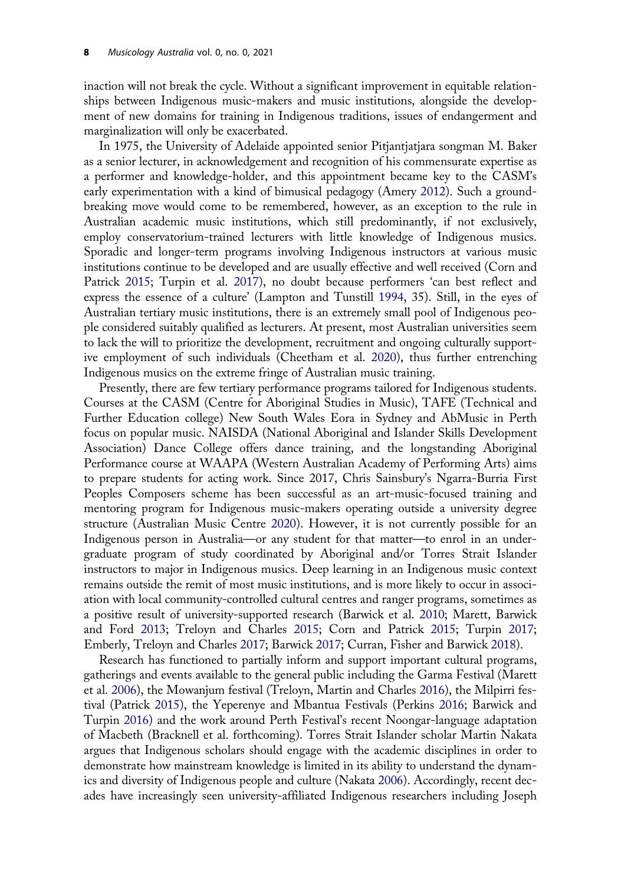inaction will not break the cycle. Without a significant improvement in equitable relationships between Indigenous music-makers and music institutions, alongside the development of new domains for training in Indigenous traditions, issues of endangerment and marginalization will only be exacerbated.

In 1975, the University of Adelaide appointed senior Pitjantjatjara songman M. Baker as a senior lecturer, in acknowledgement and recognition of his commensurate expertise as a performer and knowledge-holder, and this appointment became key to the CASM's early experimentation with a kind of bimusical pedagogy (Amery 2012). Such a groundbreaking move would come to be remembered, however, as an exception to the rule in Australian academic music institutions, which still predominantly, if not exclusively, employ conservatorium-trained lecturers with little knowledge of Indigenous musics. Sporadic and longer-term programs involving Indigenous instructors at various music institutions continue to be developed and are usually effective and well received (Corn and Patrick 2015; Turpin et al. 2017), no doubt because performers 'can best reflect and express the essence of a culture' (Lampton and Tunstill 1994, 35). Still, in the eyes of Australian tertiary music institutions, there is an extremely small pool of Indigenous people considered suitably qualified as lecturers. At present, most Australian universities seem to lack the will to prioritize the development, recruitment and ongoing culturally supportive employment of such individuals (Cheetham et al. 2020), thus further entrenching Indigenous musics on the extreme fringe of Australian music training.

Presently, there are few tertiary performance programs tailored for Indigenous students. Courses at the CASM (Centre for Aboriginal Studies in Music), TAFE (Technical and Further Education college) New South Wales Eora in Sydney and AbMusic in Perth focus on popular music. NAISDA (National Aboriginal and Islander Skills Development Association) Dance College offers dance training, and the longstanding Aboriginal Performance course at WAAPA (Western Australian Academy of Performing Arts) aims to prepare students for acting work. Since 2017, Chris Sainsbury's Ngarra-Burria First Peoples Composers scheme has been successful as an art-music-focused training and mentoring program for Indigenous music-makers operating outside a university degree structure (Australian Music Centre 2020). However, it is not currently possible for an Indigenous person in Australia—or any student for that matter—to enrol in an undergraduate program of study coordinated by Aboriginal and/or Torres Strait Islander instructors to major in Indigenous musics. Deep learning in an Indigenous music context remains outside the remit of most music institutions, and is more likely to occur in association with local community-controlled cultural centres and ranger programs, sometimes as a positive result of university-supported research (Barwick et al. 2010; Marett, Barwick and Ford 2013; Treloyn and Charles 2015; Corn and Patrick 2015; Turpin 2017; Emberly, Treloyn and Charles 2017; Barwick 2017; Curran, Fisher and Barwick 2018).

Research has functioned to partially inform and support important cultural programs, gatherings and events available to the general public including the Garma Festival (Marett et al. 2006), the Mowanjum festival (Treloyn, Martin and Charles 2016), the Milpirri festival (Patrick 2015), the Yeperenye and Mbantua Festivals (Perkins 2016; Barwick and Turpin 2016) and the work around Perth Festival's recent Noongar-language adaptation of Macbeth (Bracknell et al. forthcoming). Torres Strait Islander scholar Martin Nakata argues that Indigenous scholars should engage with the academic disciplines in order to demonstrate how mainstream knowledge is limited in its ability to understand the dynamics and diversity of Indigenous people and culture (Nakata 2006). Accordingly, recent decades have increasingly seen university-affiliated Indigenous researchers including Joseph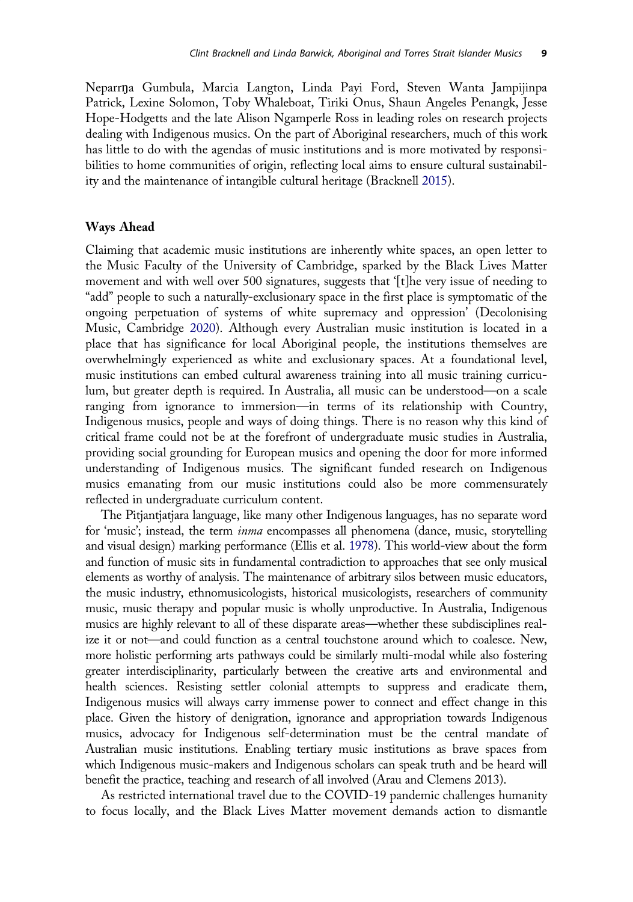Neparrŋa Gumbula, Marcia Langton, Linda Payi Ford, Steven Wanta Jampijinpa Patrick, Lexine Solomon, Toby Whaleboat, Tiriki Onus, Shaun Angeles Penangk, Jesse Hope-Hodgetts and the late Alison Ngamperle Ross in leading roles on research projects dealing with Indigenous musics. On the part of Aboriginal researchers, much of this work has little to do with the agendas of music institutions and is more motivated by responsibilities to home communities of origin, reflecting local aims to ensure cultural sustainability and the maintenance of intangible cultural heritage (Bracknell 2015).

## Ways Ahead

Claiming that academic music institutions are inherently white spaces, an open letter to the Music Faculty of the University of Cambridge, sparked by the Black Lives Matter movement and with well over 500 signatures, suggests that '[t]he very issue of needing to "add" people to such a naturally-exclusionary space in the first place is symptomatic of the ongoing perpetuation of systems of white supremacy and oppression' (Decolonising Music, Cambridge 2020). Although every Australian music institution is located in a place that has significance for local Aboriginal people, the institutions themselves are overwhelmingly experienced as white and exclusionary spaces. At a foundational level, music institutions can embed cultural awareness training into all music training curriculum, but greater depth is required. In Australia, all music can be understood—on a scale ranging from ignorance to immersion—in terms of its relationship with Country, Indigenous musics, people and ways of doing things. There is no reason why this kind of critical frame could not be at the forefront of undergraduate music studies in Australia, providing social grounding for European musics and opening the door for more informed understanding of Indigenous musics. The significant funded research on Indigenous musics emanating from our music institutions could also be more commensurately reflected in undergraduate curriculum content.

The Pitjantjatjara language, like many other Indigenous languages, has no separate word for 'music'; instead, the term *inma* encompasses all phenomena (dance, music, storytelling and visual design) marking performance (Ellis et al. 1978). This world-view about the form and function of music sits in fundamental contradiction to approaches that see only musical elements as worthy of analysis. The maintenance of arbitrary silos between music educators, the music industry, ethnomusicologists, historical musicologists, researchers of community music, music therapy and popular music is wholly unproductive. In Australia, Indigenous musics are highly relevant to all of these disparate areas—whether these subdisciplines realize it or not—and could function as a central touchstone around which to coalesce. New, more holistic performing arts pathways could be similarly multi-modal while also fostering greater interdisciplinarity, particularly between the creative arts and environmental and health sciences. Resisting settler colonial attempts to suppress and eradicate them, Indigenous musics will always carry immense power to connect and effect change in this place. Given the history of denigration, ignorance and appropriation towards Indigenous musics, advocacy for Indigenous self-determination must be the central mandate of Australian music institutions. Enabling tertiary music institutions as brave spaces from which Indigenous music-makers and Indigenous scholars can speak truth and be heard will benefit the practice, teaching and research of all involved (Arau and Clemens 2013).

As restricted international travel due to the COVID-19 pandemic challenges humanity to focus locally, and the Black Lives Matter movement demands action to dismantle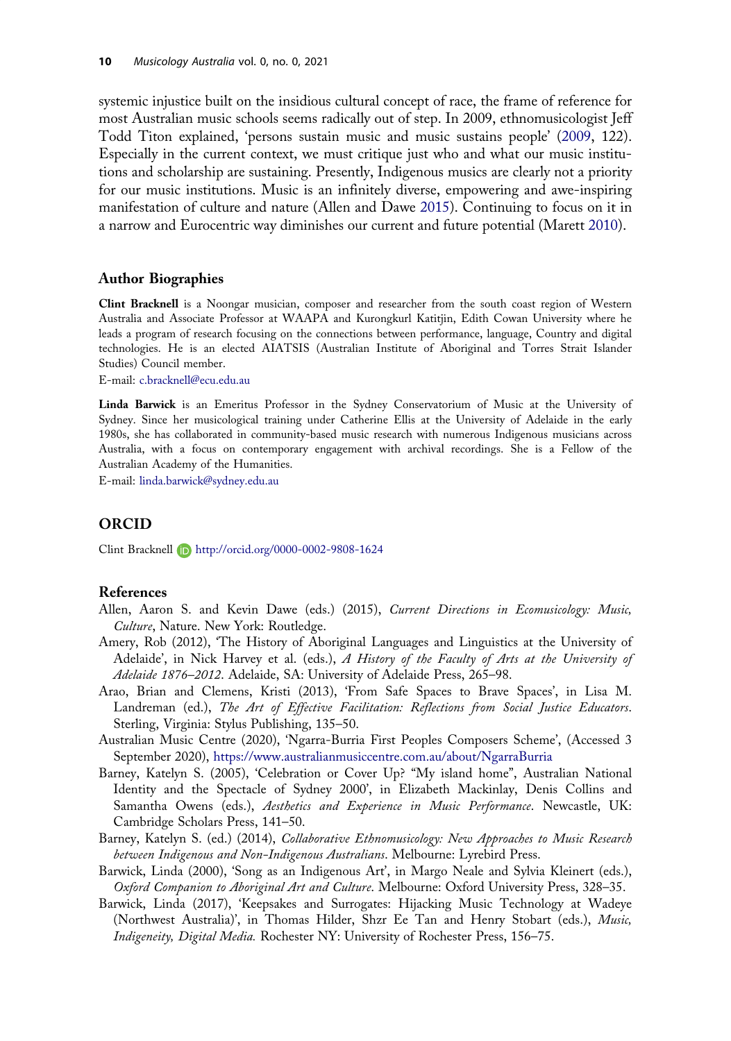systemic injustice built on the insidious cultural concept of race, the frame of reference for most Australian music schools seems radically out of step. In 2009, ethnomusicologist Jeff Todd Titon explained, 'persons sustain music and music sustains people' (2009, 122). Especially in the current context, we must critique just who and what our music institutions and scholarship are sustaining. Presently, Indigenous musics are clearly not a priority for our music institutions. Music is an infinitely diverse, empowering and awe-inspiring manifestation of culture and nature (Allen and Dawe 2015). Continuing to focus on it in a narrow and Eurocentric way diminishes our current and future potential (Marett 2010).

## Author Biographies

**Clint Bracknell** is a Noongar musician, composer and researcher from the south coast region of Western Australia and Associate Professor at WAAPA and Kurongkurl Katitjin, Edith Cowan University where he leads a program of research focusing on the connections between performance, language, Country and digital technologies. He is an elected AIATSIS (Australian Institute of Aboriginal and Torres Strait Islander Studies) Council member.

E-mail: c.bracknell@ecu.edu.au

**Linda Barwick** is an Emeritus Professor in the Sydney Conservatorium of Music at the University of Sydney. Since her musicological training under Catherine Ellis at the University of Adelaide in the early 1980s, she has collaborated in community-based music research with numerous Indigenous musicians across Australia, with a focus on contemporary engagement with archival recordings. She is a Fellow of the Australian Academy of the Humanities.

E-mail: linda.barwick@sydney.edu.au

## ORCID

Clint Bracknell http://orcid.org/0000-0002-9808-1624

## References

Allen, Aaron S. and Kevin Dawe (eds.) (2015), *Current Directions in Ecomusicology: Music, Culture*, Nature. New York: Routledge.

Amery, Rob (2012), 'The History of Aboriginal Languages and Linguistics at the University of Adelaide', in Nick Harvey et al. (eds.), *A History of the Faculty of Arts at the University of Adelaide 1876–2012*. Adelaide, SA: University of Adelaide Press, 265–98.

Arao, Brian and Clemens, Kristi (2013), 'From Safe Spaces to Brave Spaces', in Lisa M. Landreman (ed.), *The Art of Effective Facilitation: Reflections from Social Justice Educators*. Sterling, Virginia: Stylus Publishing, 135–50.

Australian Music Centre (2020), 'Ngarra-Burria First Peoples Composers Scheme', (Accessed 3 September 2020), https://www.australianmusiccentre.com.au/about/NgarraBurria

Barney, Katelyn S. (2005), 'Celebration or Cover Up? "My island home", Australian National Identity and the Spectacle of Sydney 2000', in Elizabeth Mackinlay, Denis Collins and Samantha Owens (eds.), *Aesthetics and Experience in Music Performance*. Newcastle, UK: Cambridge Scholars Press, 141–50.

Barney, Katelyn S. (ed.) (2014), *Collaborative Ethnomusicology: New Approaches to Music Research between Indigenous and Non-Indigenous Australians*. Melbourne: Lyrebird Press.

Barwick, Linda (2000), 'Song as an Indigenous Art', in Margo Neale and Sylvia Kleinert (eds.), *Oxford Companion to Aboriginal Art and Culture*. Melbourne: Oxford University Press, 328–35.

Barwick, Linda (2017), 'Keepsakes and Surrogates: Hijacking Music Technology at Wadeye (Northwest Australia)', in Thomas Hilder, Shzr Ee Tan and Henry Stobart (eds.), *Music, Indigeneity, Digital Media.* Rochester NY: University of Rochester Press, 156–75.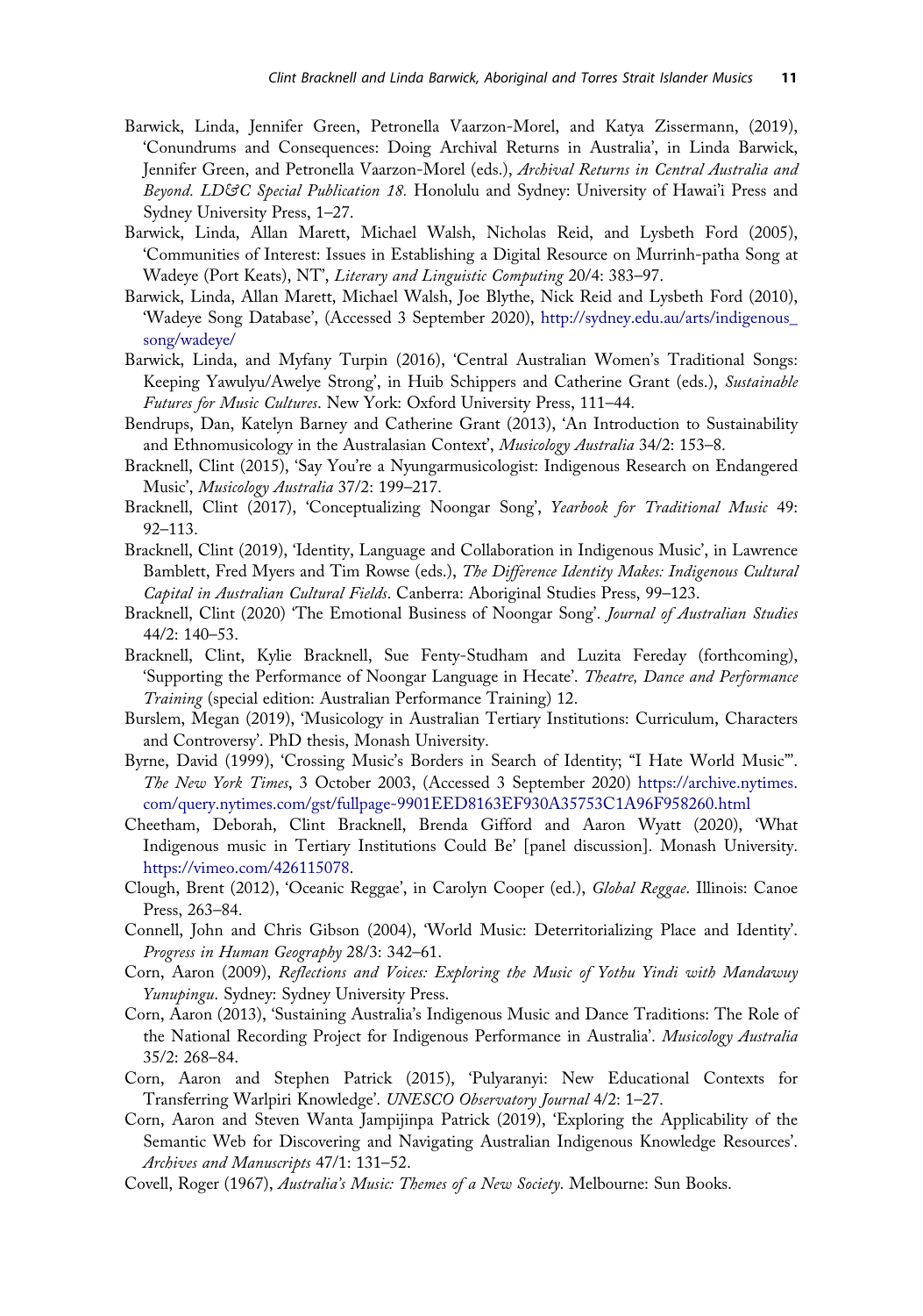Barwick, Linda, Jennifer Green, Petronella Vaarzon-Morel, and Katya Zissermann, (2019), 'Conundrums and Consequences: Doing Archival Returns in Australia', in Linda Barwick, Jennifer Green, and Petronella Vaarzon-Morel (eds.), *Archival Returns in Central Australia and Beyond. LD&C Special Publication 18.* Honolulu and Sydney: University of Hawai'i Press and Sydney University Press, 1–27.

Barwick, Linda, Allan Marett, Michael Walsh, Nicholas Reid, and Lysbeth Ford (2005), 'Communities of Interest: Issues in Establishing a Digital Resource on Murrinh-patha Song at Wadeye (Port Keats), NT', *Literary and Linguistic Computing* 20/4: 383–97.

Barwick, Linda, Allan Marett, Michael Walsh, Joe Blythe, Nick Reid and Lysbeth Ford (2010), 'Wadeye Song Database', (Accessed 3 September 2020), http://sydney.edu.au/arts/indigenous_song/wadeye/

Barwick, Linda, and Myfany Turpin (2016), 'Central Australian Women's Traditional Songs: Keeping Yawulyu/Awelye Strong', in Huib Schippers and Catherine Grant (eds.), *Sustainable Futures for Music Cultures*. New York: Oxford University Press, 111–44.

Bendrups, Dan, Katelyn Barney and Catherine Grant (2013), 'An Introduction to Sustainability and Ethnomusicology in the Australasian Context', *Musicology Australia* 34/2: 153–8.

Bracknell, Clint (2015), 'Say You're a Nyungarmusicologist: Indigenous Research on Endangered Music', *Musicology Australia* 37/2: 199–217.

Bracknell, Clint (2017), 'Conceptualizing Noongar Song', *Yearbook for Traditional Music* 49: 92–113.

Bracknell, Clint (2019), 'Identity, Language and Collaboration in Indigenous Music', in Lawrence Bamblett, Fred Myers and Tim Rowse (eds.), *The Difference Identity Makes: Indigenous Cultural Capital in Australian Cultural Fields*. Canberra: Aboriginal Studies Press, 99–123.

Bracknell, Clint (2020) 'The Emotional Business of Noongar Song'. *Journal of Australian Studies* 44/2: 140–53.

Bracknell, Clint, Kylie Bracknell, Sue Fenty-Studham and Luzita Fereday (forthcoming), 'Supporting the Performance of Noongar Language in Hecate'. *Theatre, Dance and Performance Training* (special edition: Australian Performance Training) 12.

Burslem, Megan (2019), 'Musicology in Australian Tertiary Institutions: Curriculum, Characters and Controversy'. PhD thesis, Monash University.

Byrne, David (1999), 'Crossing Music's Borders in Search of Identity; "I Hate World Music"'. *The New York Times*, 3 October 2003, (Accessed 3 September 2020) https://archive.nytimes.com/query.nytimes.com/gst/fullpage-9901EED8163EF930A35753C1A96F958260.html

Cheetham, Deborah, Clint Bracknell, Brenda Gifford and Aaron Wyatt (2020), 'What Indigenous music in Tertiary Institutions Could Be' [panel discussion]. Monash University. https://vimeo.com/426115078.

Clough, Brent (2012), 'Oceanic Reggae', in Carolyn Cooper (ed.), *Global Reggae*. Illinois: Canoe Press, 263–84.

Connell, John and Chris Gibson (2004), 'World Music: Deterritorializing Place and Identity'. *Progress in Human Geography* 28/3: 342–61.

Corn, Aaron (2009), *Reflections and Voices: Exploring the Music of Yothu Yindi with Mandawuy Yunupingu*. Sydney: Sydney University Press.

Corn, Aaron (2013), 'Sustaining Australia's Indigenous Music and Dance Traditions: The Role of the National Recording Project for Indigenous Performance in Australia'. *Musicology Australia* 35/2: 268–84.

Corn, Aaron and Stephen Patrick (2015), 'Pulyaranyi: New Educational Contexts for Transferring Warlpiri Knowledge'. *UNESCO Observatory Journal* 4/2: 1–27.

Corn, Aaron and Steven Wanta Jampijinpa Patrick (2019), 'Exploring the Applicability of the Semantic Web for Discovering and Navigating Australian Indigenous Knowledge Resources'. *Archives and Manuscripts* 47/1: 131–52.

Covell, Roger (1967), *Australia's Music: Themes of a New Society*. Melbourne: Sun Books.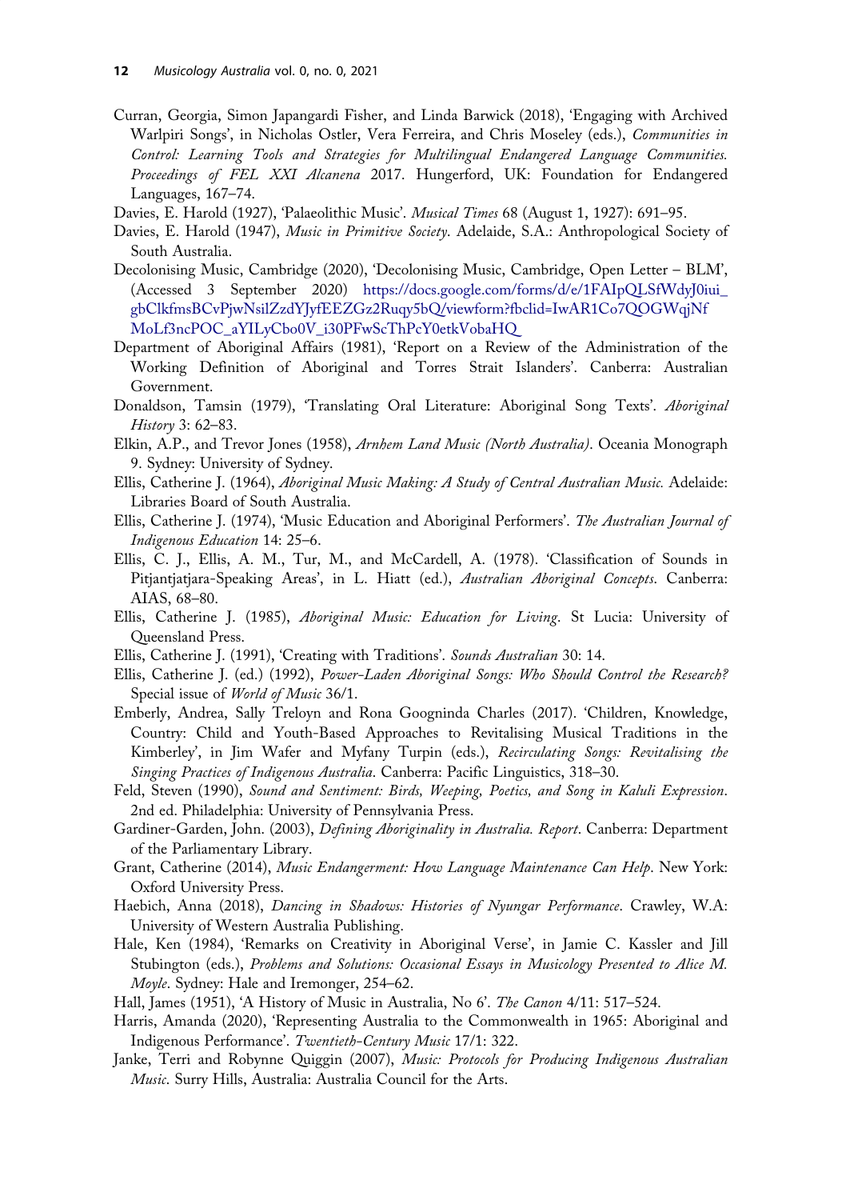Curran, Georgia, Simon Japangardi Fisher, and Linda Barwick (2018), 'Engaging with Archived Warlpiri Songs', in Nicholas Ostler, Vera Ferreira, and Chris Moseley (eds.), *Communities in Control: Learning Tools and Strategies for Multilingual Endangered Language Communities. Proceedings of FEL XXI Alcanena* 2017. Hungerford, UK: Foundation for Endangered Languages, 167–74.

Davies, E. Harold (1927), 'Palaeolithic Music'. *Musical Times* 68 (August 1, 1927): 691–95.

Davies, E. Harold (1947), *Music in Primitive Society*. Adelaide, S.A.: Anthropological Society of South Australia.

Decolonising Music, Cambridge (2020), 'Decolonising Music, Cambridge, Open Letter – BLM', (Accessed 3 September 2020) https://docs.google.com/forms/d/e/1FAIpQLSfWdyJ0iui_gbClkfmsBCvPjwNsilZzdYJyfEEZGz2Ruqy5bQ/viewform?fbclid=IwAR1Co7QOGWqjNfMoLf3ncPOC_aYILyCbo0V_i30PFwScThPcY0etkVobaHQ

Department of Aboriginal Affairs (1981), 'Report on a Review of the Administration of the Working Definition of Aboriginal and Torres Strait Islanders'. Canberra: Australian Government.

Donaldson, Tamsin (1979), 'Translating Oral Literature: Aboriginal Song Texts'. *Aboriginal History* 3: 62–83.

Elkin, A.P., and Trevor Jones (1958), *Arnhem Land Music (North Australia)*. Oceania Monograph 9. Sydney: University of Sydney.

Ellis, Catherine J. (1964), *Aboriginal Music Making: A Study of Central Australian Music.* Adelaide: Libraries Board of South Australia.

Ellis, Catherine J. (1974), 'Music Education and Aboriginal Performers'. *The Australian Journal of Indigenous Education* 14: 25–6.

Ellis, C. J., Ellis, A. M., Tur, M., and McCardell, A. (1978). 'Classification of Sounds in Pitjantjatjara-Speaking Areas', in L. Hiatt (ed.), *Australian Aboriginal Concepts*. Canberra: AIAS, 68–80.

Ellis, Catherine J. (1985), *Aboriginal Music: Education for Living*. St Lucia: University of Queensland Press.

Ellis, Catherine J. (1991), 'Creating with Traditions'. *Sounds Australian* 30: 14.

Ellis, Catherine J. (ed.) (1992), *Power-Laden Aboriginal Songs: Who Should Control the Research?* Special issue of *World of Music* 36/1.

Emberly, Andrea, Sally Treloyn and Rona Googninda Charles (2017). 'Children, Knowledge, Country: Child and Youth-Based Approaches to Revitalising Musical Traditions in the Kimberley', in Jim Wafer and Myfany Turpin (eds.), *Recirculating Songs: Revitalising the Singing Practices of Indigenous Australia*. Canberra: Pacific Linguistics, 318–30.

Feld, Steven (1990), *Sound and Sentiment: Birds, Weeping, Poetics, and Song in Kaluli Expression*. 2nd ed. Philadelphia: University of Pennsylvania Press.

Gardiner-Garden, John. (2003), *Defining Aboriginality in Australia. Report*. Canberra: Department of the Parliamentary Library.

Grant, Catherine (2014), *Music Endangerment: How Language Maintenance Can Help*. New York: Oxford University Press.

Haebich, Anna (2018), *Dancing in Shadows: Histories of Nyungar Performance*. Crawley, W.A: University of Western Australia Publishing.

Hale, Ken (1984), 'Remarks on Creativity in Aboriginal Verse', in Jamie C. Kassler and Jill Stubington (eds.), *Problems and Solutions: Occasional Essays in Musicology Presented to Alice M. Moyle*. Sydney: Hale and Iremonger, 254–62.

Hall, James (1951), 'A History of Music in Australia, No 6'. *The Canon* 4/11: 517–524.

Harris, Amanda (2020), 'Representing Australia to the Commonwealth in 1965: Aboriginal and Indigenous Performance'. *Twentieth-Century Music* 17/1: 322.

Janke, Terri and Robynne Quiggin (2007), *Music: Protocols for Producing Indigenous Australian Music*. Surry Hills, Australia: Australia Council for the Arts.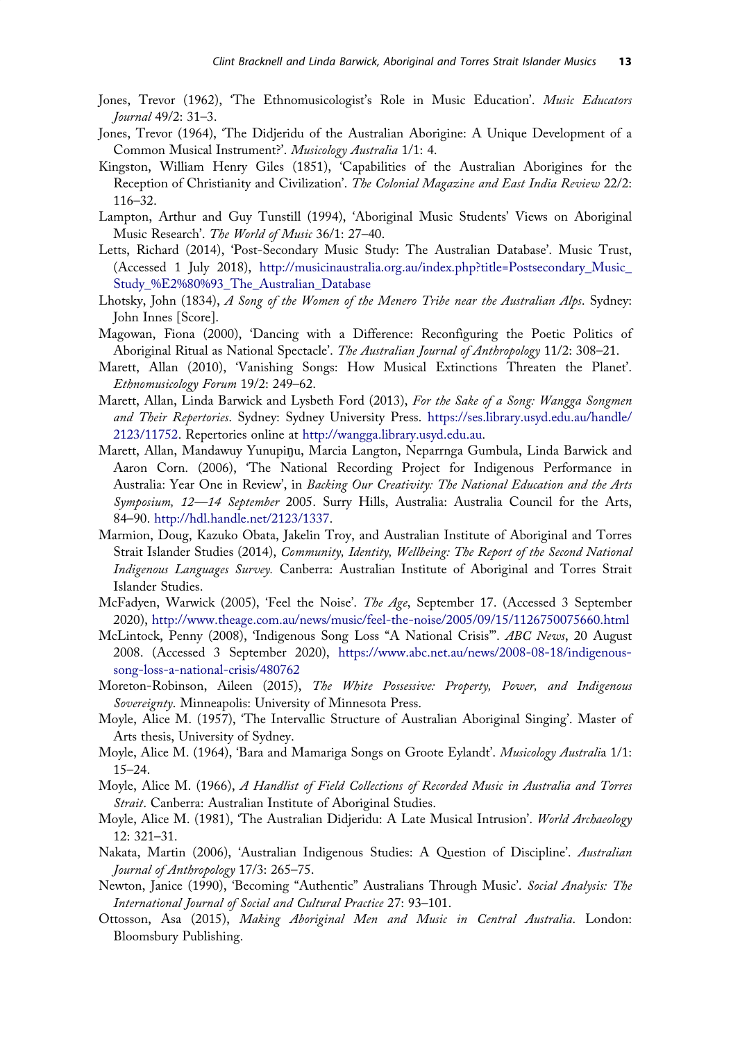Jones, Trevor (1962), 'The Ethnomusicologist's Role in Music Education'. *Music Educators Journal* 49/2: 31–3.

Jones, Trevor (1964), 'The Didjeridu of the Australian Aborigine: A Unique Development of a Common Musical Instrument?'. *Musicology Australia* 1/1: 4.

Kingston, William Henry Giles (1851), 'Capabilities of the Australian Aborigines for the Reception of Christianity and Civilization'. *The Colonial Magazine and East India Review* 22/2: 116–32.

Lampton, Arthur and Guy Tunstill (1994), 'Aboriginal Music Students' Views on Aboriginal Music Research'. *The World of Music* 36/1: 27–40.

Letts, Richard (2014), 'Post-Secondary Music Study: The Australian Database'. Music Trust, (Accessed 1 July 2018), http://musicinaustralia.org.au/index.php?title=Postsecondary_Music_Study_%E2%80%93_The_Australian_Database

Lhotsky, John (1834), *A Song of the Women of the Menero Tribe near the Australian Alps*. Sydney: John Innes [Score].

Magowan, Fiona (2000), 'Dancing with a Difference: Reconfiguring the Poetic Politics of Aboriginal Ritual as National Spectacle'. *The Australian Journal of Anthropology* 11/2: 308–21.

Marett, Allan (2010), 'Vanishing Songs: How Musical Extinctions Threaten the Planet'. *Ethnomusicology Forum* 19/2: 249–62.

Marett, Allan, Linda Barwick and Lysbeth Ford (2013), *For the Sake of a Song: Wangga Songmen and Their Repertories*. Sydney: Sydney University Press. https://ses.library.usyd.edu.au/handle/2123/11752. Repertories online at http://wangga.library.usyd.edu.au.

Marett, Allan, Mandawuy Yunupiŋu, Marcia Langton, Neparrnga Gumbula, Linda Barwick and Aaron Corn. (2006), 'The National Recording Project for Indigenous Performance in Australia: Year One in Review', in *Backing Our Creativity: The National Education and the Arts Symposium, 12—14 September* 2005. Surry Hills, Australia: Australia Council for the Arts, 84–90. http://hdl.handle.net/2123/1337.

Marmion, Doug, Kazuko Obata, Jakelin Troy, and Australian Institute of Aboriginal and Torres Strait Islander Studies (2014), *Community, Identity, Wellbeing: The Report of the Second National Indigenous Languages Survey*. Canberra: Australian Institute of Aboriginal and Torres Strait Islander Studies.

McFadyen, Warwick (2005), 'Feel the Noise'. *The Age*, September 17. (Accessed 3 September 2020), http://www.theage.com.au/news/music/feel-the-noise/2005/09/15/1126750075660.html

McLintock, Penny (2008), 'Indigenous Song Loss "A National Crisis"'. *ABC News*, 20 August 2008. (Accessed 3 September 2020), https://www.abc.net.au/news/2008-08-18/indigenous-song-loss-a-national-crisis/480762

Moreton-Robinson, Aileen (2015), *The White Possessive: Property, Power, and Indigenous Sovereignty*. Minneapolis: University of Minnesota Press.

Moyle, Alice M. (1957), 'The Intervallic Structure of Australian Aboriginal Singing'. Master of Arts thesis, University of Sydney.

Moyle, Alice M. (1964), 'Bara and Mamariga Songs on Groote Eylandt'. *Musicology Australia* 1/1: 15–24.

Moyle, Alice M. (1966), *A Handlist of Field Collections of Recorded Music in Australia and Torres Strait*. Canberra: Australian Institute of Aboriginal Studies.

Moyle, Alice M. (1981), 'The Australian Didjeridu: A Late Musical Intrusion'. *World Archaeology* 12: 321–31.

Nakata, Martin (2006), 'Australian Indigenous Studies: A Question of Discipline'. *Australian Journal of Anthropology* 17/3: 265–75.

Newton, Janice (1990), 'Becoming "Authentic" Australians Through Music'. *Social Analysis: The International Journal of Social and Cultural Practice* 27: 93–101.

Ottosson, Asa (2015), *Making Aboriginal Men and Music in Central Australia*. London: Bloomsbury Publishing.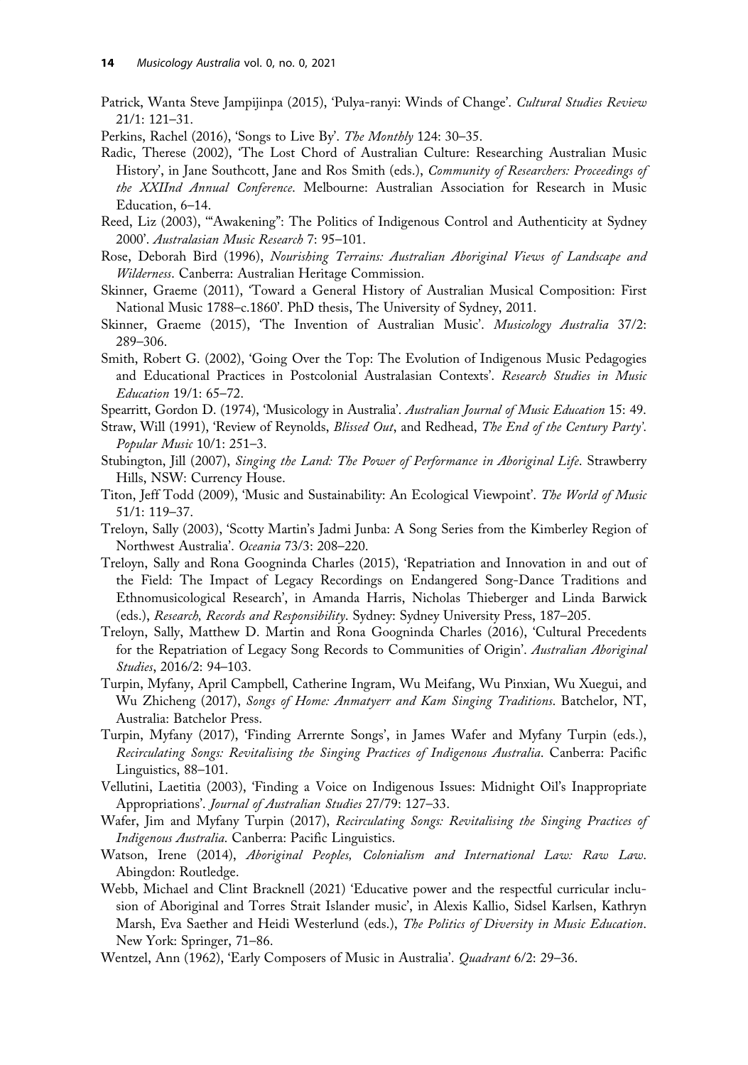Patrick, Wanta Steve Jampijinpa (2015), 'Pulya-ranyi: Winds of Change'. *Cultural Studies Review* 21/1: 121–31.

Perkins, Rachel (2016), 'Songs to Live By'. *The Monthly* 124: 30–35.

Radic, Therese (2002), 'The Lost Chord of Australian Culture: Researching Australian Music History', in Jane Southcott, Jane and Ros Smith (eds.), *Community of Researchers: Proceedings of the XXIInd Annual Conference*. Melbourne: Australian Association for Research in Music Education, 6–14.

Reed, Liz (2003), '"Awakening": The Politics of Indigenous Control and Authenticity at Sydney 2000'. *Australasian Music Research* 7: 95–101.

Rose, Deborah Bird (1996), *Nourishing Terrains: Australian Aboriginal Views of Landscape and Wilderness*. Canberra: Australian Heritage Commission.

Skinner, Graeme (2011), 'Toward a General History of Australian Musical Composition: First National Music 1788–c.1860'. PhD thesis, The University of Sydney, 2011.

Skinner, Graeme (2015), 'The Invention of Australian Music'. *Musicology Australia* 37/2: 289–306.

Smith, Robert G. (2002), 'Going Over the Top: The Evolution of Indigenous Music Pedagogies and Educational Practices in Postcolonial Australasian Contexts'. *Research Studies in Music Education* 19/1: 65–72.

Spearritt, Gordon D. (1974), 'Musicology in Australia'. *Australian Journal of Music Education* 15: 49.

Straw, Will (1991), 'Review of Reynolds, *Blissed Out*, and Redhead, *The End of the Century Party*'. *Popular Music* 10/1: 251–3.

Stubington, Jill (2007), *Singing the Land: The Power of Performance in Aboriginal Life*. Strawberry Hills, NSW: Currency House.

Titon, Jeff Todd (2009), 'Music and Sustainability: An Ecological Viewpoint'. *The World of Music* 51/1: 119–37.

Treloyn, Sally (2003), 'Scotty Martin's Jadmi Junba: A Song Series from the Kimberley Region of Northwest Australia'. *Oceania* 73/3: 208–220.

Treloyn, Sally and Rona Googninda Charles (2015), 'Repatriation and Innovation in and out of the Field: The Impact of Legacy Recordings on Endangered Song-Dance Traditions and Ethnomusicological Research', in Amanda Harris, Nicholas Thieberger and Linda Barwick (eds.), *Research, Records and Responsibility*. Sydney: Sydney University Press, 187–205.

Treloyn, Sally, Matthew D. Martin and Rona Googninda Charles (2016), 'Cultural Precedents for the Repatriation of Legacy Song Records to Communities of Origin'. *Australian Aboriginal Studies*, 2016/2: 94–103.

Turpin, Myfany, April Campbell, Catherine Ingram, Wu Meifang, Wu Pinxian, Wu Xuegui, and Wu Zhicheng (2017), *Songs of Home: Anmatyerr and Kam Singing Traditions*. Batchelor, NT, Australia: Batchelor Press.

Turpin, Myfany (2017), 'Finding Arrernte Songs', in James Wafer and Myfany Turpin (eds.), *Recirculating Songs: Revitalising the Singing Practices of Indigenous Australia*. Canberra: Pacific Linguistics, 88–101.

Vellutini, Laetitia (2003), 'Finding a Voice on Indigenous Issues: Midnight Oil's Inappropriate Appropriations'. *Journal of Australian Studies* 27/79: 127–33.

Wafer, Jim and Myfany Turpin (2017), *Recirculating Songs: Revitalising the Singing Practices of Indigenous Australia*. Canberra: Pacific Linguistics.

Watson, Irene (2014), *Aboriginal Peoples, Colonialism and International Law: Raw Law*. Abingdon: Routledge.

Webb, Michael and Clint Bracknell (2021) 'Educative power and the respectful curricular inclusion of Aboriginal and Torres Strait Islander music', in Alexis Kallio, Sidsel Karlsen, Kathryn Marsh, Eva Saether and Heidi Westerlund (eds.), *The Politics of Diversity in Music Education*. New York: Springer, 71–86.

Wentzel, Ann (1962), 'Early Composers of Music in Australia'. *Quadrant* 6/2: 29–36.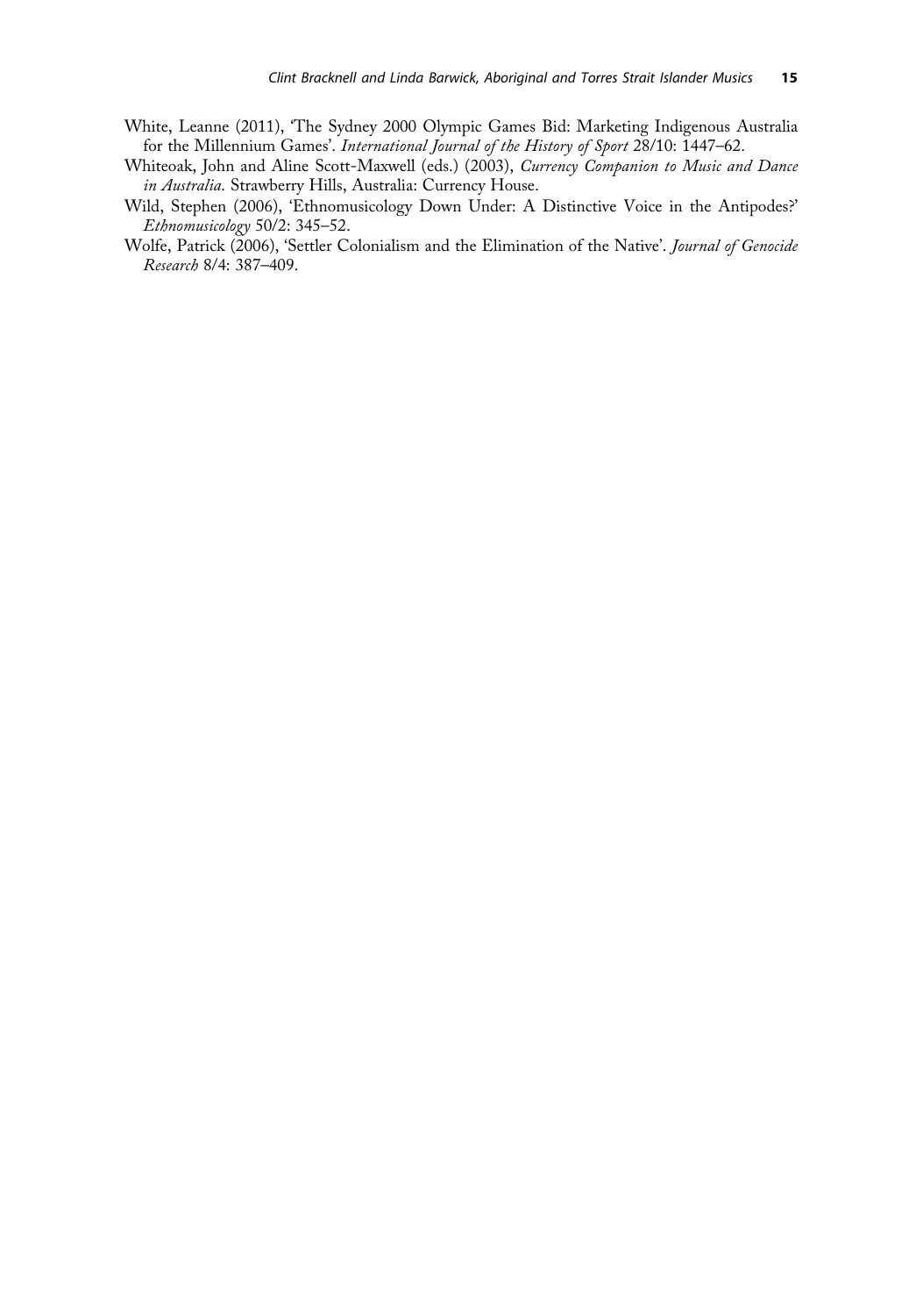White, Leanne (2011), 'The Sydney 2000 Olympic Games Bid: Marketing Indigenous Australia for the Millennium Games'. *International Journal of the History of Sport* 28/10: 1447–62.

Whiteoak, John and Aline Scott-Maxwell (eds.) (2003), *Currency Companion to Music and Dance in Australia*. Strawberry Hills, Australia: Currency House.

Wild, Stephen (2006), 'Ethnomusicology Down Under: A Distinctive Voice in the Antipodes?' *Ethnomusicology* 50/2: 345–52.

Wolfe, Patrick (2006), 'Settler Colonialism and the Elimination of the Native'. *Journal of Genocide Research* 8/4: 387–409.